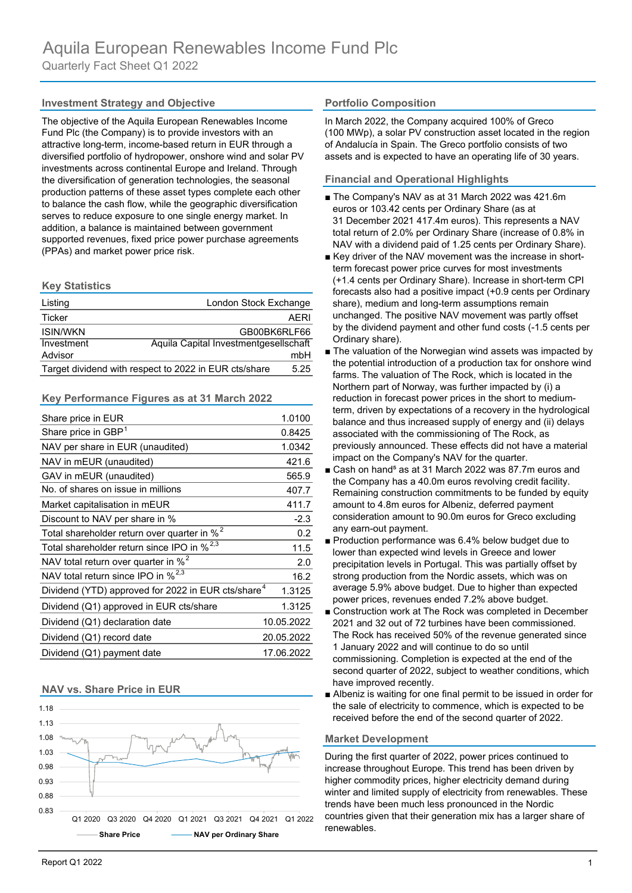# Aquila European Renewables Income Fund Plc

Quarterly Fact Sheet Q1 2022

## Investment Strategy and Objective

The objective of the Aquila European Renewables Income Fund Plc (the Company) is to provide investors with an attractive long-term, income-based return in EUR through a diversified portfolio of hydropower, onshore wind and solar PV investments across continental Europe and Ireland. Through the diversification of generation technologies, the seasonal production patterns of these asset types complete each other to balance the cash flow, while the geographic diversification serves to reduce exposure to one single energy market. In addition, a balance is maintained between government supported revenues, fixed price power purchase agreements (PPAs) and market power price risk.

## Key Statistics

| | |
|---|---|
| Listing | London Stock Exchange |
| Ticker | AERI |
| ISIN/WKN | GB00BK6RLF66 |
| Investment Advisor | Aquila Capital Investmentgesellschaft mbH |
| Target dividend with respect to 2022 in EUR cts/share | 5.25 |

## Key Performance Figures as at 31 March 2022

| | |
|---|---|
| Share price in EUR | 1.0100 |
| Share price in GBP[1] | 0.8425 |
| NAV per share in EUR (unaudited) | 1.0342 |
| NAV in mEUR (unaudited) | 421.6 |
| GAV in mEUR (unaudited) | 565.9 |
| No. of shares on issue in millions | 407.7 |
| Market capitalisation in mEUR | 411.7 |
| Discount to NAV per share in % | -2.3 |
| Total shareholder return over quarter in %[2] | 0.2 |
| Total shareholder return since IPO in %[2,3] | 11.5 |
| NAV total return over quarter in %[2] | 2.0 |
| NAV total return since IPO in %[2,3] | 16.2 |
| Dividend (YTD) approved for 2022 in EUR cts/share[4] | 1.3125 |
| Dividend (Q1) approved in EUR cts/share | 1.3125 |
| Dividend (Q1) declaration date | 10.05.2022 |
| Dividend (Q1) record date | 20.05.2022 |
| Dividend (Q1) payment date | 17.06.2022 |

## NAV vs. Share Price in EUR

Share Price — NAV per Ordinary Share

## Portfolio Composition

In March 2022, the Company acquired 100% of Greco (100 MWp), a solar PV construction asset located in the region of Andalucía in Spain. The Greco portfolio consists of two assets and is expected to have an operating life of 30 years.

## Financial and Operational Highlights

- The Company's NAV as at 31 March 2022 was 421.6m euros or 103.42 cents per Ordinary Share (as at 31 December 2021 417.4m euros). This represents a NAV total return of 2.0% per Ordinary Share (increase of 0.8% in NAV with a dividend paid of 1.25 cents per Ordinary Share).
- Key driver of the NAV movement was the increase in short-term forecast power price curves for most investments (+1.4 cents per Ordinary Share). Increase in short-term CPI forecasts also had a positive impact (+0.9 cents per Ordinary share), medium and long-term assumptions remain unchanged. The positive NAV movement was partly offset by the dividend payment and other fund costs (-1.5 cents per Ordinary share).
- The valuation of the Norwegian wind assets was impacted by the potential introduction of a production tax for onshore wind farms. The valuation of The Rock, which is located in the Northern part of Norway, was further impacted by (i) a reduction in forecast power prices in the short to medium-term, driven by expectations of a recovery in the hydrological balance and thus increased supply of energy and (ii) delays associated with the commissioning of The Rock, as previously announced. These effects did not have a material impact on the Company's NAV for the quarter.
- Cash on hand[5] as at 31 March 2022 was 87.7m euros and the Company has a 40.0m euros revolving credit facility. Remaining construction commitments to be funded by equity amount to 4.8m euros for Albeniz, deferred payment consideration amount to 90.0m euros for Greco excluding any earn-out payment.
- Production performance was 6.4% below budget due to lower than expected wind levels in Greece and lower precipitation levels in Portugal. This was partially offset by strong production from the Nordic assets, which was on average 5.9% above budget. Due to higher than expected power prices, revenues ended 7.2% above budget.
- Construction work at The Rock was completed in December 2021 and 32 out of 72 turbines have been commissioned. The Rock has received 50% of the revenue generated since 1 January 2022 and will continue to do so until commissioning. Completion is expected at the end of the second quarter of 2022, subject to weather conditions, which have improved recently.
- Albeniz is waiting for one final permit to be issued in order for the sale of electricity to commence, which is expected to be received before the end of the second quarter of 2022.

## Market Development

During the first quarter of 2022, power prices continued to increase throughout Europe. This trend has been driven by higher commodity prices, higher electricity demand during winter and limited supply of electricity from renewables. These trends have been much less pronounced in the Nordic countries given that their generation mix has a larger share of renewables.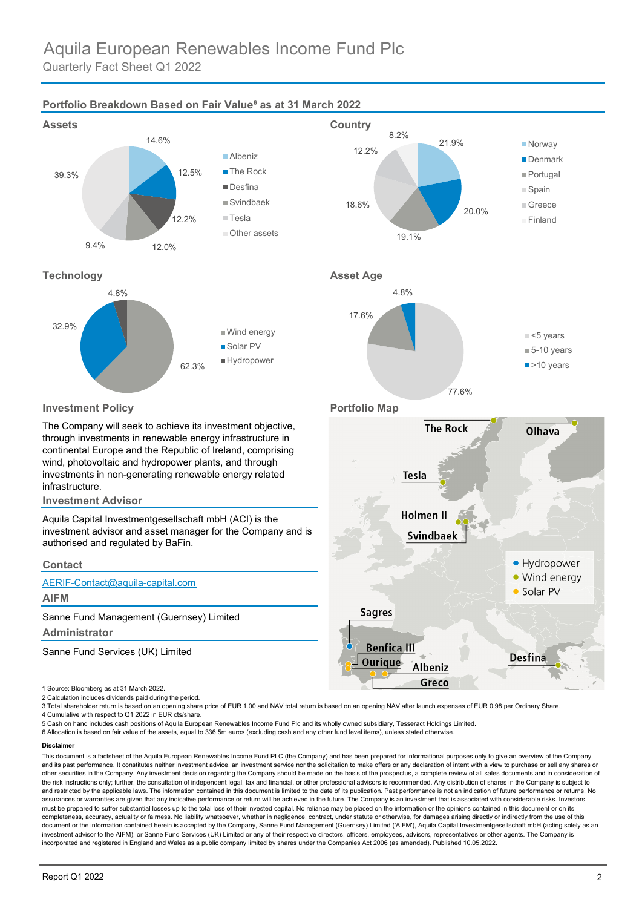# Aquila European Renewables Income Fund Plc

Quarterly Fact Sheet Q1 2022

## Portfolio Breakdown Based on Fair Value[6] as at 31 March 2022

### Assets

14.6%
12.5%
12.2%
12.0%
9.4%
39.3%

Albeniz
The Rock
Desfina
Svindbaek
Tesla
Other assets

### Country

21.9%
20.0%
19.1%
18.6%
12.2%
8.2%

Norway
Denmark
Portugal
Spain
Greece
Finland

### Technology

4.8%
32.9%
62.3%

Wind energy
Solar PV
Hydropower

### Asset Age

4.8%
17.6%
77.6%

<5 years
5-10 years
>10 years

### Investment Policy

The Company will seek to achieve its investment objective, through investments in renewable energy infrastructure in continental Europe and the Republic of Ireland, comprising wind, photovoltaic and hydropower plants, and through investments in non-generating renewable energy related infrastructure.

### Portfolio Map

The Rock
Olhava
Tesla
Holmen II
Svindbaek
Sagres
Benfica III
Ourique
Albeniz
Greco
Desfina

Hydropower
Wind energy
Solar PV

### Investment Advisor

Aquila Capital Investmentgesellschaft mbH (ACI) is the investment advisor and asset manager for the Company and is authorised and regulated by BaFin.

### Contact

AERIF-Contact@aquila-capital.com

### AIFM

Sanne Fund Management (Guernsey) Limited

### Administrator

Sanne Fund Services (UK) Limited

1 Source: Bloomberg as at 31 March 2022.
2 Calculation includes dividends paid during the period.
3 Total shareholder return is based on an opening share price of EUR 1.00 and NAV total return is based on an opening NAV after launch expenses of EUR 0.98 per Ordinary Share.
4 Cumulative with respect to Q1 2022 in EUR cts/share.
5 Cash on hand includes cash positions of Aquila European Renewables Income Fund Plc and its wholly owned subsidiary, Tesseract Holdings Limited.
6 Allocation is based on fair value of the assets, equal to 336.5m euros (excluding cash and any other fund level items), unless stated otherwise.

#### Disclaimer

This document is a factsheet of the Aquila European Renewables Income Fund PLC (the Company) and has been prepared for informational purposes only to give an overview of the Company and its past performance. It constitutes neither investment advice, an investment service nor the solicitation to make offers or any declaration of intent with a view to purchase or sell any shares or other securities in the Company. Any investment decision regarding the Company should be made on the basis of the prospectus, a complete review of all sales documents and in consideration of the risk instructions only; further, the consultation of independent legal, tax and financial, or other professional advisors is recommended. Any distribution of shares in the Company is subject to and restricted by the applicable laws. The information contained in this document is limited to the date of its publication. Past performance is not an indication of future performance or returns. No assurances or warranties are given that any indicative performance or return will be achieved in the future. The Company is an investment that is associated with considerable risks. Investors must be prepared to suffer substantial losses up to the total loss of their invested capital. No reliance may be placed on the information or the opinions contained in this document or on its completeness, accuracy, actuality or fairness. No liability whatsoever, whether in negligence, contract, under statute or otherwise, for damages arising directly or indirectly from the use of this document or the information contained herein is accepted by the Company, Sanne Fund Management (Guernsey) Limited ('AIFM'), Aquila Capital Investmentgesellschaft mbH (acting solely as an investment advisor to the AIFM), or Sanne Fund Services (UK) Limited or any of their respective directors, officers, employees, advisors, representatives or other agents. The Company is incorporated and registered in England and Wales as a public company limited by shares under the Companies Act 2006 (as amended). Published 10.05.2022.